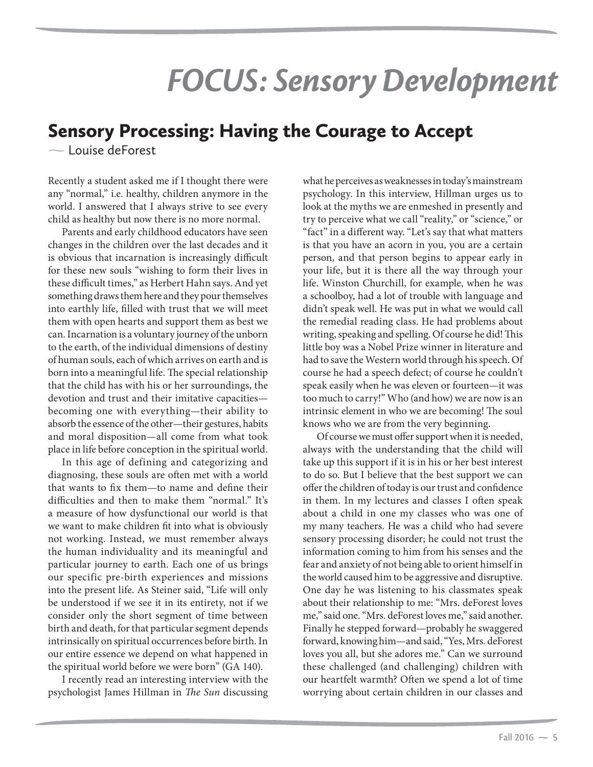# FOCUS: Sensory Development

## Sensory Processing: Having the Courage to Accept

— Louise deForest

Recently a student asked me if I thought there were any "normal," i.e. healthy, children anymore in the world. I answered that I always strive to see every child as healthy but now there is no more normal.

Parents and early childhood educators have seen changes in the children over the last decades and it is obvious that incarnation is increasingly difficult for these new souls "wishing to form their lives in these difficult times," as Herbert Hahn says. And yet something draws them here and they pour themselves into earthly life, filled with trust that we will meet them with open hearts and support them as best we can. Incarnation is a voluntary journey of the unborn to the earth, of the individual dimensions of destiny of human souls, each of which arrives on earth and is born into a meaningful life. The special relationship that the child has with his or her surroundings, the devotion and trust and their imitative capacities—becoming one with everything—their ability to absorb the essence of the other—their gestures, habits and moral disposition—all come from what took place in life before conception in the spiritual world.

In this age of defining and categorizing and diagnosing, these souls are often met with a world that wants to fix them—to name and define their difficulties and then to make them "normal." It's a measure of how dysfunctional our world is that we want to make children fit into what is obviously not working. Instead, we must remember always the human individuality and its meaningful and particular journey to earth. Each one of us brings our specific pre-birth experiences and missions into the present life. As Steiner said, "Life will only be understood if we see it in its entirety, not if we consider only the short segment of time between birth and death, for that particular segment depends intrinsically on spiritual occurrences before birth. In our entire essence we depend on what happened in the spiritual world before we were born" (GA 140).

I recently read an interesting interview with the psychologist James Hillman in *The Sun* discussing what he perceives as weaknesses in today's mainstream psychology. In this interview, Hillman urges us to look at the myths we are enmeshed in presently and try to perceive what we call "reality," or "science," or "fact" in a different way. "Let's say that what matters is that you have an acorn in you, you are a certain person, and that person begins to appear early in your life, but it is there all the way through your life. Winston Churchill, for example, when he was a schoolboy, had a lot of trouble with language and didn't speak well. He was put in what we would call the remedial reading class. He had problems about writing, speaking and spelling. Of course he did! This little boy was a Nobel Prize winner in literature and had to save the Western world through his speech. Of course he had a speech defect; of course he couldn't speak easily when he was eleven or fourteen—it was too much to carry!" Who (and how) we are now is an intrinsic element in who we are becoming! The soul knows who we are from the very beginning.

Of course we must offer support when it is needed, always with the understanding that the child will take up this support if it is in his or her best interest to do so. But I believe that the best support we can offer the children of today is our trust and confidence in them. In my lectures and classes I often speak about a child in one my classes who was one of my many teachers. He was a child who had severe sensory processing disorder; he could not trust the information coming to him from his senses and the fear and anxiety of not being able to orient himself in the world caused him to be aggressive and disruptive. One day he was listening to his classmates speak about their relationship to me: "Mrs. deForest loves me," said one. "Mrs. deForest loves me," said another. Finally he stepped forward—probably he swaggered forward, knowing him—and said, "Yes, Mrs. deForest loves you all, but she adores me." Can we surround these challenged (and challenging) children with our heartfelt warmth? Often we spend a lot of time worrying about certain children in our classes and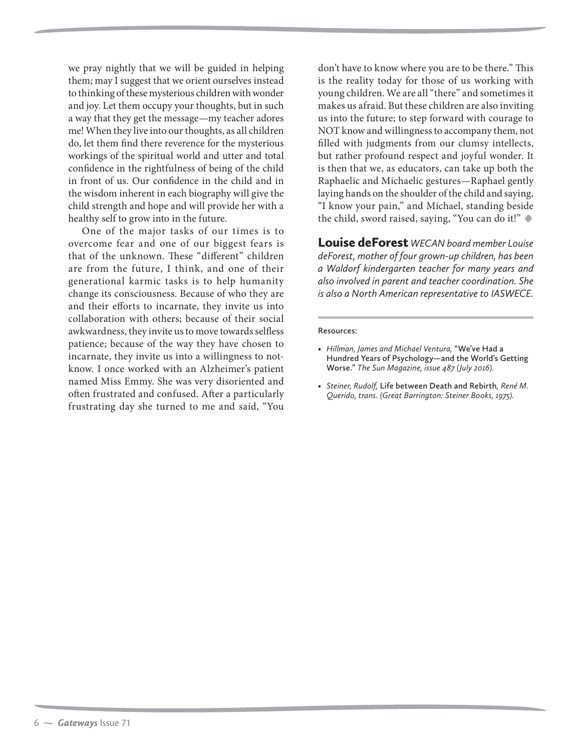we pray nightly that we will be guided in helping them; may I suggest that we orient ourselves instead to thinking of these mysterious children with wonder and joy. Let them occupy your thoughts, but in such a way that they get the message—my teacher adores me! When they live into our thoughts, as all children do, let them find there reverence for the mysterious workings of the spiritual world and utter and total confidence in the rightfulness of being of the child in front of us. Our confidence in the child and in the wisdom inherent in each biography will give the child strength and hope and will provide her with a healthy self to grow into in the future.

One of the major tasks of our times is to overcome fear and one of our biggest fears is that of the unknown. These "different" children are from the future, I think, and one of their generational karmic tasks is to help humanity change its consciousness. Because of who they are and their efforts to incarnate, they invite us into collaboration with others; because of their social awkwardness, they invite us to move towards selfless patience; because of the way they have chosen to incarnate, they invite us into a willingness to not-know. I once worked with an Alzheimer's patient named Miss Emmy. She was very disoriented and often frustrated and confused. After a particularly frustrating day she turned to me and said, "You don't have to know where you are to be there." This is the reality today for those of us working with young children. We are all "there" and sometimes it makes us afraid. But these children are also inviting us into the future; to step forward with courage to NOT know and willingness to accompany them, not filled with judgments from our clumsy intellects, but rather profound respect and joyful wonder. It is then that we, as educators, can take up both the Raphaelic and Michaelic gestures—Raphael gently laying hands on the shoulder of the child and saying, "I know your pain," and Michael, standing beside the child, sword raised, saying, "You can do it!" ◆

**Louise deForest** *WECAN board member Louise deForest, mother of four grown-up children, has been a Waldorf kindergarten teacher for many years and also involved in parent and teacher coordination. She is also a North American representative to IASWECE.*

Resources:

- *Hillman, James and Michael Ventura,* "We've Had a Hundred Years of Psychology—and the World's Getting Worse." *The Sun Magazine, issue 487 (July 2016).*
- *Steiner, Rudolf,* Life between Death and Rebirth*, René M. Querido, trans. (Great Barrington: Steiner Books, 1975).*